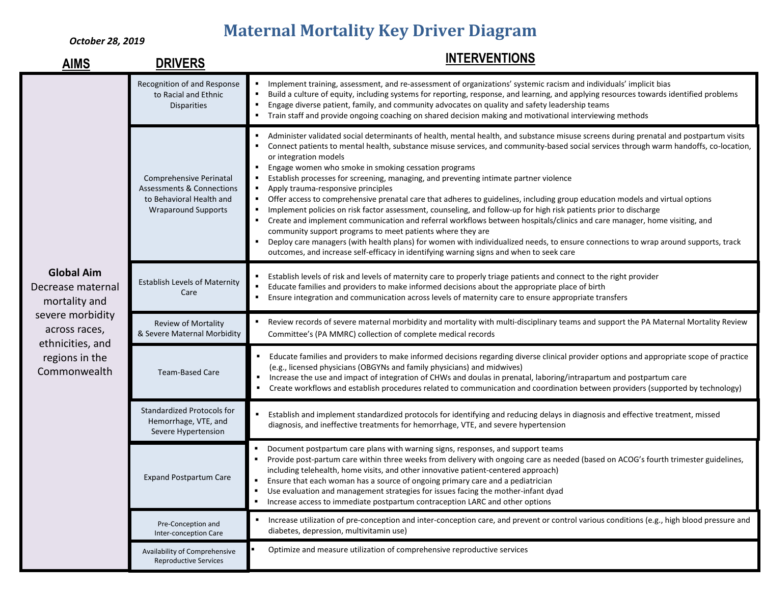# Maternal Mortality Key Driver Diagram

*October 28, 2019*

| AIMS | DRIVERS | INTERVENTIONS |
|---|---|---|
| **Global Aim** Decrease maternal mortality and severe morbidity across races, ethnicities, and regions in the Commonwealth | Recognition of and Response to Racial and Ethnic Disparities | ▪ Implement training, assessment, and re-assessment of organizations' systemic racism and individuals' implicit bias<br>▪ Build a culture of equity, including systems for reporting, response, and learning, and applying resources towards identified problems<br>▪ Engage diverse patient, family, and community advocates on quality and safety leadership teams<br>▪ Train staff and provide ongoing coaching on shared decision making and motivational interviewing methods |
| | Comprehensive Perinatal Assessments & Connections to Behavioral Health and Wraparound Supports | ▪ Administer validated social determinants of health, mental health, and substance misuse screens during prenatal and postpartum visits<br>▪ Connect patients to mental health, substance misuse services, and community-based social services through warm handoffs, co-location, or integration models<br>▪ Engage women who smoke in smoking cessation programs<br>▪ Establish processes for screening, managing, and preventing intimate partner violence<br>▪ Apply trauma-responsive principles<br>▪ Offer access to comprehensive prenatal care that adheres to guidelines, including group education models and virtual options<br>▪ Implement policies on risk factor assessment, counseling, and follow-up for high risk patients prior to discharge<br>▪ Create and implement communication and referral workflows between hospitals/clinics and care manager, home visiting, and community support programs to meet patients where they are<br>▪ Deploy care managers (with health plans) for women with individualized needs, to ensure connections to wrap around supports, track outcomes, and increase self-efficacy in identifying warning signs and when to seek care |
| | Establish Levels of Maternity Care | ▪ Establish levels of risk and levels of maternity care to properly triage patients and connect to the right provider<br>▪ Educate families and providers to make informed decisions about the appropriate place of birth<br>▪ Ensure integration and communication across levels of maternity care to ensure appropriate transfers |
| | Review of Mortality & Severe Maternal Morbidity | ▪ Review records of severe maternal morbidity and mortality with multi-disciplinary teams and support the PA Maternal Mortality Review Committee's (PA MMRC) collection of complete medical records |
| | Team-Based Care | ▪ Educate families and providers to make informed decisions regarding diverse clinical provider options and appropriate scope of practice (e.g., licensed physicians (OBGYNs and family physicians) and midwives)<br>▪ Increase the use and impact of integration of CHWs and doulas in prenatal, laboring/intrapartum and postpartum care<br>▪ Create workflows and establish procedures related to communication and coordination between providers (supported by technology) |
| | Standardized Protocols for Hemorrhage, VTE, and Severe Hypertension | ▪ Establish and implement standardized protocols for identifying and reducing delays in diagnosis and effective treatment, missed diagnosis, and ineffective treatments for hemorrhage, VTE, and severe hypertension |
| | Expand Postpartum Care | ▪ Document postpartum care plans with warning signs, responses, and support teams<br>▪ Provide post-partum care within three weeks from delivery with ongoing care as needed (based on ACOG's fourth trimester guidelines, including telehealth, home visits, and other innovative patient-centered approach)<br>▪ Ensure that each woman has a source of ongoing primary care and a pediatrician<br>▪ Use evaluation and management strategies for issues facing the mother-infant dyad<br>▪ Increase access to immediate postpartum contraception LARC and other options |
| | Pre-Conception and Inter-conception Care | ▪ Increase utilization of pre-conception and inter-conception care, and prevent or control various conditions (e.g., high blood pressure and diabetes, depression, multivitamin use) |
| | Availability of Comprehensive Reproductive Services | ▪ Optimize and measure utilization of comprehensive reproductive services |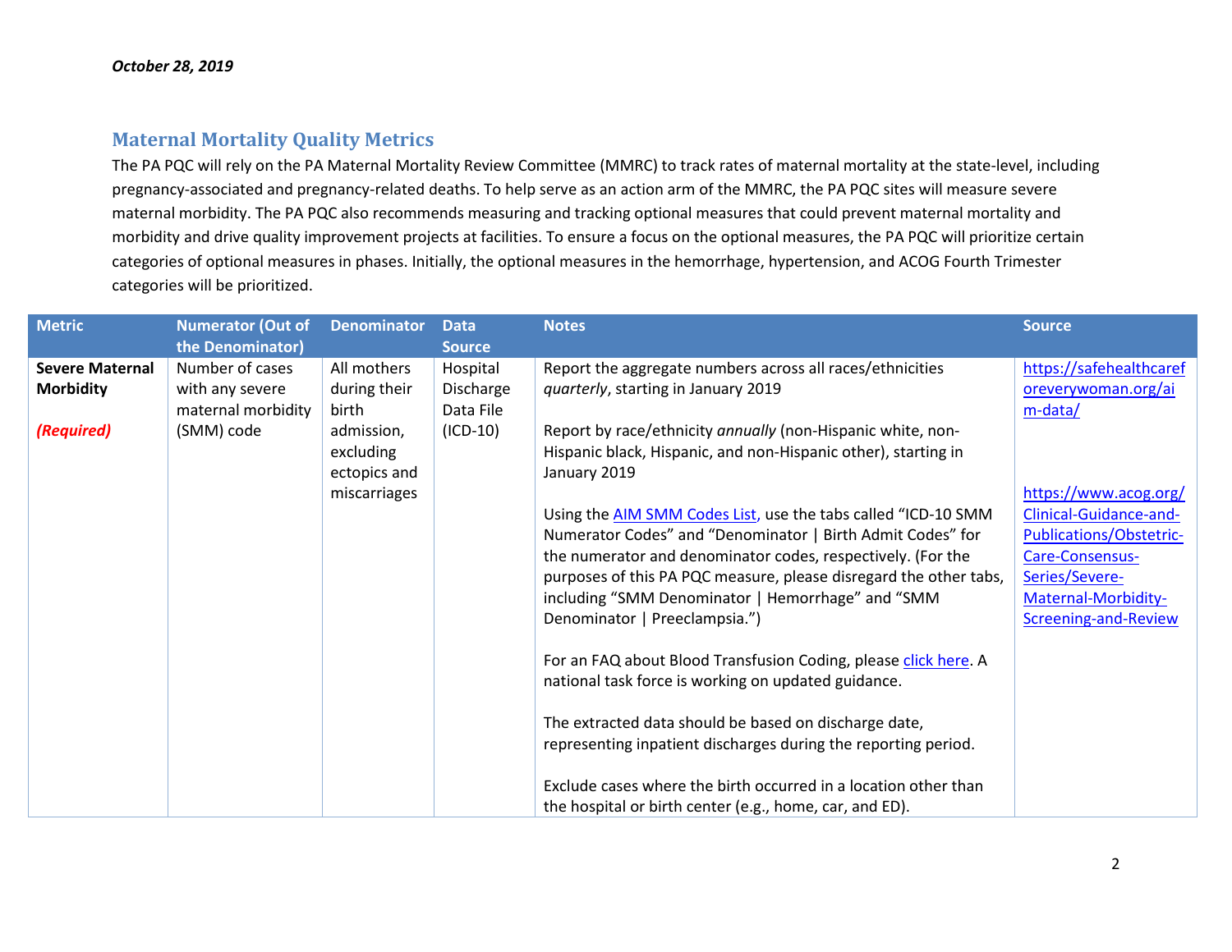*October 28, 2019*

## Maternal Mortality Quality Metrics

The PA PQC will rely on the PA Maternal Mortality Review Committee (MMRC) to track rates of maternal mortality at the state-level, including pregnancy-associated and pregnancy-related deaths. To help serve as an action arm of the MMRC, the PA PQC sites will measure severe maternal morbidity. The PA PQC also recommends measuring and tracking optional measures that could prevent maternal mortality and morbidity and drive quality improvement projects at facilities. To ensure a focus on the optional measures, the PA PQC will prioritize certain categories of optional measures in phases. Initially, the optional measures in the hemorrhage, hypertension, and ACOG Fourth Trimester categories will be prioritized.

| Metric | Numerator (Out of the Denominator) | Denominator | Data Source | Notes | Source |
|---|---|---|---|---|---|
| **Severe Maternal Morbidity**<br><br>***(Required)*** | Number of cases with any severe maternal morbidity (SMM) code | All mothers during their birth admission, excluding ectopics and miscarriages | Hospital Discharge Data File (ICD-10) | Report the aggregate numbers across all races/ethnicities *quarterly*, starting in January 2019<br><br>Report by race/ethnicity *annually* (non-Hispanic white, non-Hispanic black, Hispanic, and non-Hispanic other), starting in January 2019<br><br>Using the AIM SMM Codes List, use the tabs called "ICD-10 SMM Numerator Codes" and "Denominator \| Birth Admit Codes" for the numerator and denominator codes, respectively. (For the purposes of this PA PQC measure, please disregard the other tabs, including "SMM Denominator \| Hemorrhage" and "SMM Denominator \| Preeclampsia.")<br><br>For an FAQ about Blood Transfusion Coding, please click here. A national task force is working on updated guidance.<br><br>The extracted data should be based on discharge date, representing inpatient discharges during the reporting period.<br><br>Exclude cases where the birth occurred in a location other than the hospital or birth center (e.g., home, car, and ED). | https://safehealthcareforeverywoman.org/aim-data/<br><br>https://www.acog.org/Clinical-Guidance-and-Publications/Obstetric-Care-Consensus-Series/Severe-Maternal-Morbidity-Screening-and-Review |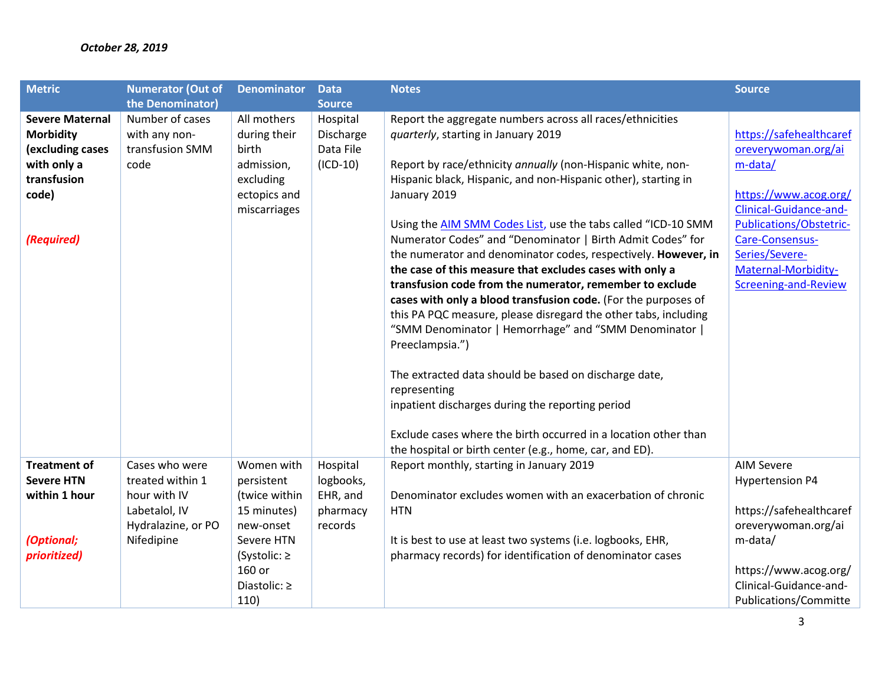*October 28, 2019*

| Metric | Numerator (Out of the Denominator) | Denominator | Data Source | Notes | Source |
|---|---|---|---|---|---|
| **Severe Maternal Morbidity (excluding cases with only a transfusion code)**<br><br>***(Required)*** | Number of cases with any non-transfusion SMM code | All mothers during their birth admission, excluding ectopics and miscarriages | Hospital Discharge Data File (ICD-10) | Report the aggregate numbers across all races/ethnicities *quarterly*, starting in January 2019<br><br>Report by race/ethnicity *annually* (non-Hispanic white, non-Hispanic black, Hispanic, and non-Hispanic other), starting in January 2019<br><br>Using the AIM SMM Codes List, use the tabs called "ICD-10 SMM Numerator Codes" and "Denominator \| Birth Admit Codes" for the numerator and denominator codes, respectively. **However, in the case of this measure that excludes cases with only a transfusion code from the numerator, remember to exclude cases with only a blood transfusion code.** (For the purposes of this PA PQC measure, please disregard the other tabs, including "SMM Denominator \| Hemorrhage" and "SMM Denominator \| Preeclampsia.")<br><br>The extracted data should be based on discharge date, representing inpatient discharges during the reporting period<br><br>Exclude cases where the birth occurred in a location other than the hospital or birth center (e.g., home, car, and ED). | https://safehealthcareforeverywoman.org/aim-data/<br><br>https://www.acog.org/Clinical-Guidance-and-Publications/Obstetric-Care-Consensus-Series/Severe-Maternal-Morbidity-Screening-and-Review |
| **Treatment of Severe HTN within 1 hour**<br><br>***(Optional; prioritized)*** | Cases who were treated within 1 hour with IV Labetalol, IV Hydralazine, or PO Nifedipine | Women with persistent (twice within 15 minutes) new-onset Severe HTN (Systolic: ≥ 160 or Diastolic: ≥ 110) | Hospital logbooks, EHR, and pharmacy records | Report monthly, starting in January 2019<br><br>Denominator excludes women with an exacerbation of chronic HTN<br><br>It is best to use at least two systems (i.e. logbooks, EHR, pharmacy records) for identification of denominator cases | AIM Severe Hypertension P4<br><br>https://safehealthcareforeverywoman.org/aim-data/<br><br>https://www.acog.org/Clinical-Guidance-and-Publications/Committe |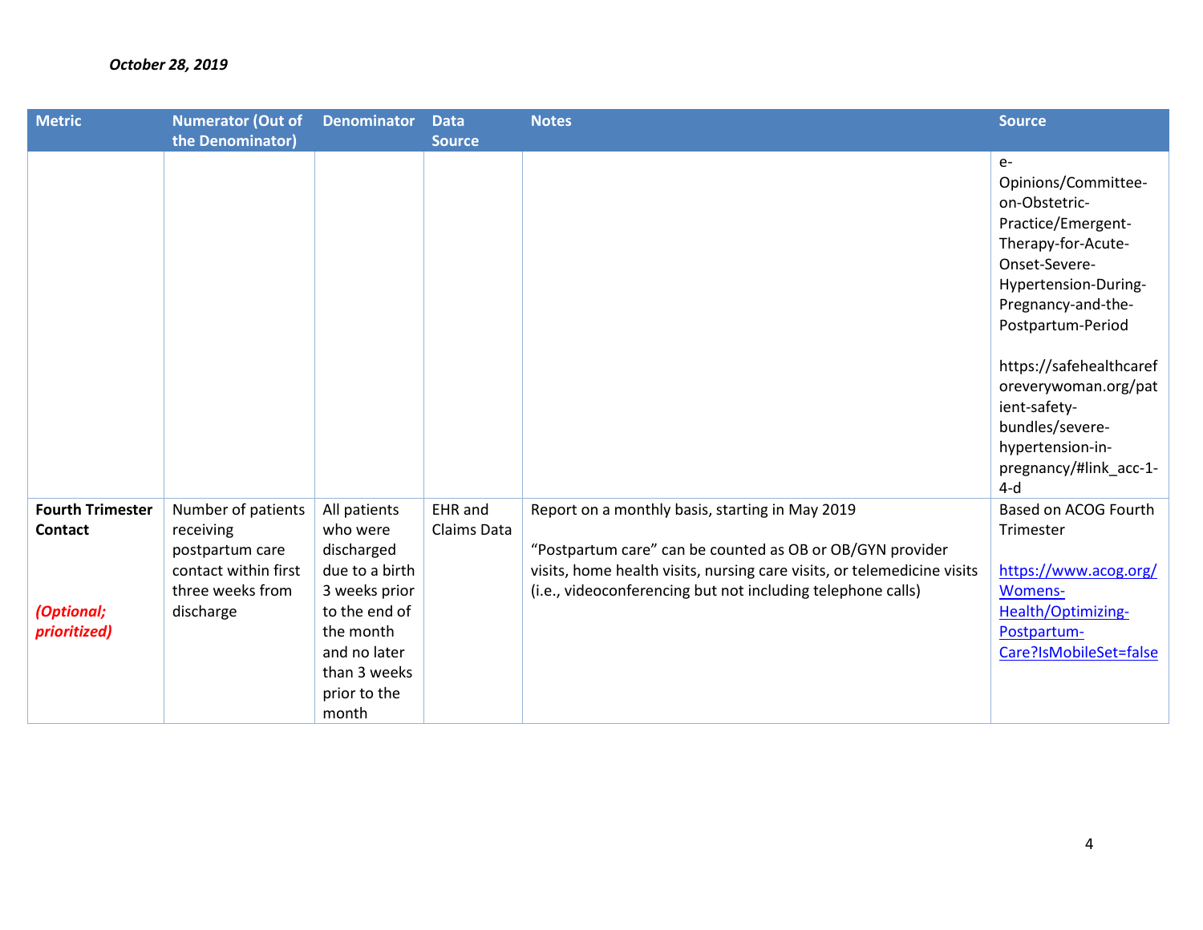*October 28, 2019*

| Metric | Numerator (Out of the Denominator) | Denominator | Data Source | Notes | Source |
|---|---|---|---|---|---|
| | | | | | e-Opinions/Committee-on-Obstetric-Practice/Emergent-Therapy-for-Acute-Onset-Severe-Hypertension-During-Pregnancy-and-the-Postpartum-Period<br><br>https://safehealthcareforeverywoman.org/patient-safety-bundles/severe-hypertension-in-pregnancy/#link_acc-1-4-d |
| **Fourth Trimester Contact**<br><br>*(Optional; prioritized)* | Number of patients receiving postpartum care contact within first three weeks from discharge | All patients who were discharged due to a birth 3 weeks prior to the end of the month and no later than 3 weeks prior to the month | EHR and Claims Data | Report on a monthly basis, starting in May 2019<br><br>"Postpartum care" can be counted as OB or OB/GYN provider visits, home health visits, nursing care visits, or telemedicine visits (i.e., videoconferencing but not including telephone calls) | Based on ACOG Fourth Trimester<br><br>https://www.acog.org/Womens-Health/Optimizing-Postpartum-Care?IsMobileSet=false |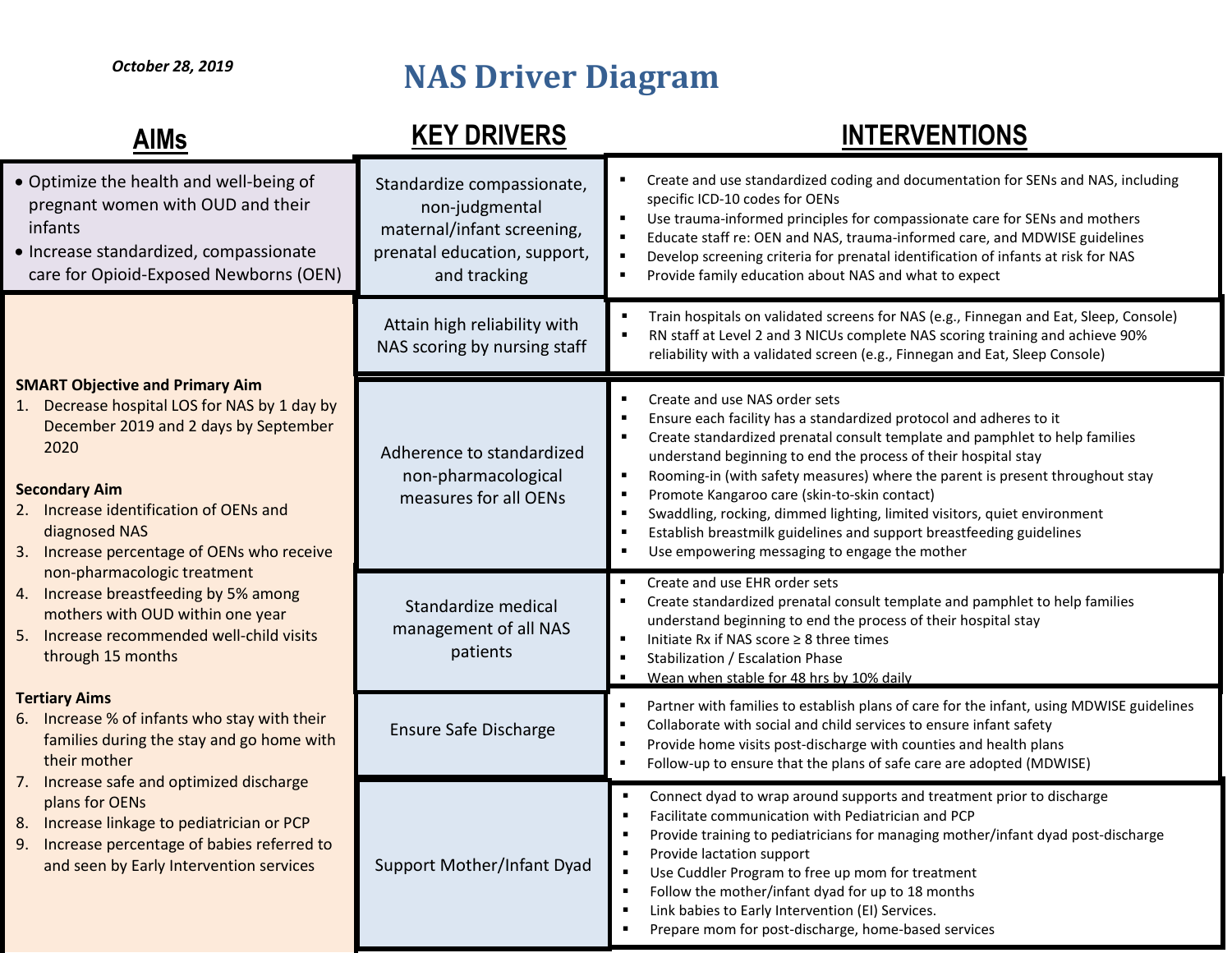*October 28, 2019*

# NAS Driver Diagram

| AIMs | KEY DRIVERS | INTERVENTIONS |
|---|---|---|
| • Optimize the health and well-being of pregnant women with OUD and their infants<br>• Increase standardized, compassionate care for Opioid-Exposed Newborns (OEN) | Standardize compassionate, non-judgmental maternal/infant screening, prenatal education, support, and tracking | ▪ Create and use standardized coding and documentation for SENs and NAS, including specific ICD-10 codes for OENs<br>▪ Use trauma-informed principles for compassionate care for SENs and mothers<br>▪ Educate staff re: OEN and NAS, trauma-informed care, and MDWISE guidelines<br>▪ Develop screening criteria for prenatal identification of infants at risk for NAS<br>▪ Provide family education about NAS and what to expect |
| **SMART Objective and Primary Aim**<br>1. Decrease hospital LOS for NAS by 1 day by December 2019 and 2 days by September 2020<br><br>**Secondary Aim**<br>2. Increase identification of OENs and diagnosed NAS<br>3. Increase percentage of OENs who receive non-pharmacologic treatment<br>4. Increase breastfeeding by 5% among mothers with OUD within one year<br>5. Increase recommended well-child visits through 15 months<br><br>**Tertiary Aims**<br>6. Increase % of infants who stay with their families during the stay and go home with their mother<br>7. Increase safe and optimized discharge plans for OENs<br>8. Increase linkage to pediatrician or PCP<br>9. Increase percentage of babies referred to and seen by Early Intervention services | Attain high reliability with NAS scoring by nursing staff | ▪ Train hospitals on validated screens for NAS (e.g., Finnegan and Eat, Sleep, Console)<br>▪ RN staff at Level 2 and 3 NICUs complete NAS scoring training and achieve 90% reliability with a validated screen (e.g., Finnegan and Eat, Sleep Console) |
| | Adherence to standardized non-pharmacological measures for all OENs | ▪ Create and use NAS order sets<br>▪ Ensure each facility has a standardized protocol and adheres to it<br>▪ Create standardized prenatal consult template and pamphlet to help families understand beginning to end the process of their hospital stay<br>▪ Rooming-in (with safety measures) where the parent is present throughout stay<br>▪ Promote Kangaroo care (skin-to-skin contact)<br>▪ Swaddling, rocking, dimmed lighting, limited visitors, quiet environment<br>▪ Establish breastmilk guidelines and support breastfeeding guidelines<br>▪ Use empowering messaging to engage the mother |
| | Standardize medical management of all NAS patients | ▪ Create and use EHR order sets<br>▪ Create standardized prenatal consult template and pamphlet to help families understand beginning to end the process of their hospital stay<br>▪ Initiate Rx if NAS score ≥ 8 three times<br>▪ Stabilization / Escalation Phase<br>▪ Wean when stable for 48 hrs by 10% daily |
| | Ensure Safe Discharge | ▪ Partner with families to establish plans of care for the infant, using MDWISE guidelines<br>▪ Collaborate with social and child services to ensure infant safety<br>▪ Provide home visits post-discharge with counties and health plans<br>▪ Follow-up to ensure that the plans of safe care are adopted (MDWISE) |
| | Support Mother/Infant Dyad | ▪ Connect dyad to wrap around supports and treatment prior to discharge<br>▪ Facilitate communication with Pediatrician and PCP<br>▪ Provide training to pediatricians for managing mother/infant dyad post-discharge<br>▪ Provide lactation support<br>▪ Use Cuddler Program to free up mom for treatment<br>▪ Follow the mother/infant dyad for up to 18 months<br>▪ Link babies to Early Intervention (EI) Services.<br>▪ Prepare mom for post-discharge, home-based services |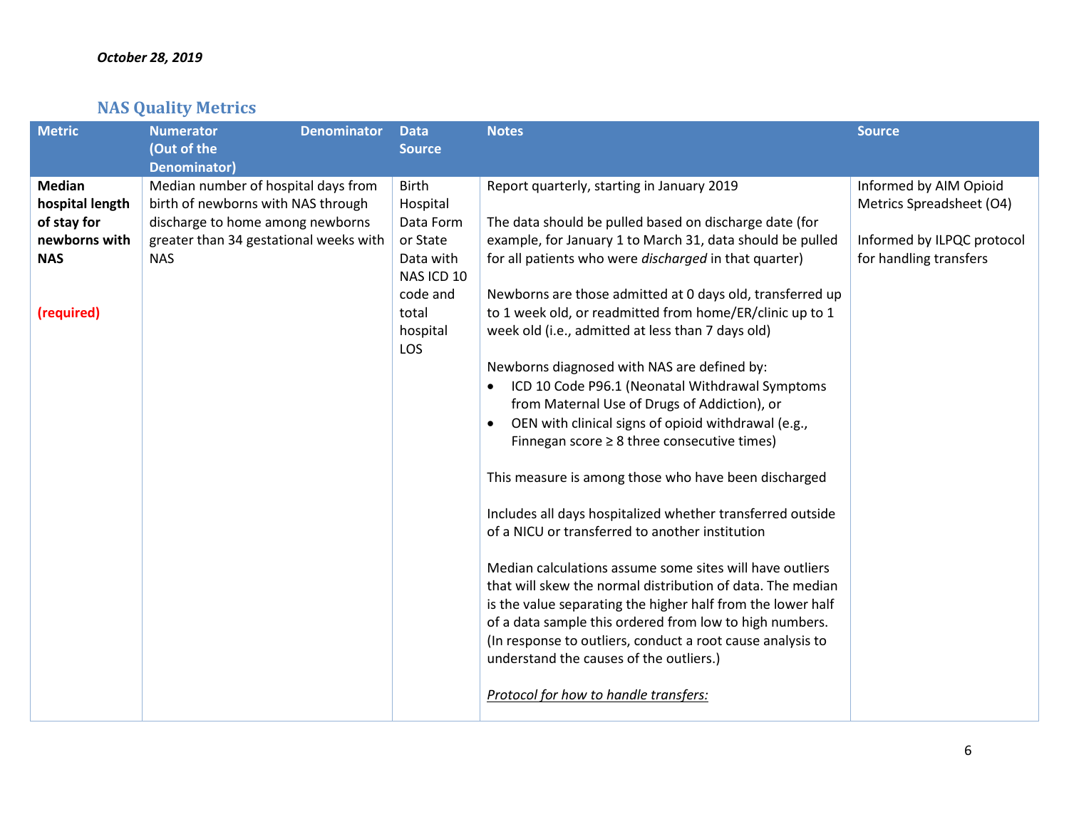*October 28, 2019*

## NAS Quality Metrics

| Metric | Numerator (Out of the Denominator) | Denominator | Data Source | Notes | Source |
|---|---|---|---|---|---|
| **Median hospital length of stay for newborns with NAS**<br><br>**(required)** | Median number of hospital days from birth of newborns with NAS through discharge to home among newborns greater than 34 gestational weeks with NAS | | Birth Hospital Data Form or State Data with NAS ICD 10 code and total hospital LOS | Report quarterly, starting in January 2019<br><br>The data should be pulled based on discharge date (for example, for January 1 to March 31, data should be pulled for all patients who were *discharged* in that quarter)<br><br>Newborns are those admitted at 0 days old, transferred up to 1 week old, or readmitted from home/ER/clinic up to 1 week old (i.e., admitted at less than 7 days old)<br><br>Newborns diagnosed with NAS are defined by:<br>• ICD 10 Code P96.1 (Neonatal Withdrawal Symptoms from Maternal Use of Drugs of Addiction), or<br>• OEN with clinical signs of opioid withdrawal (e.g., Finnegan score ≥ 8 three consecutive times)<br><br>This measure is among those who have been discharged<br><br>Includes all days hospitalized whether transferred outside of a NICU or transferred to another institution<br><br>Median calculations assume some sites will have outliers that will skew the normal distribution of data. The median is the value separating the higher half from the lower half of a data sample this ordered from low to high numbers. (In response to outliers, conduct a root cause analysis to understand the causes of the outliers.)<br><br>*Protocol for how to handle transfers:* | Informed by AIM Opioid Metrics Spreadsheet (O4)<br><br>Informed by ILPQC protocol for handling transfers |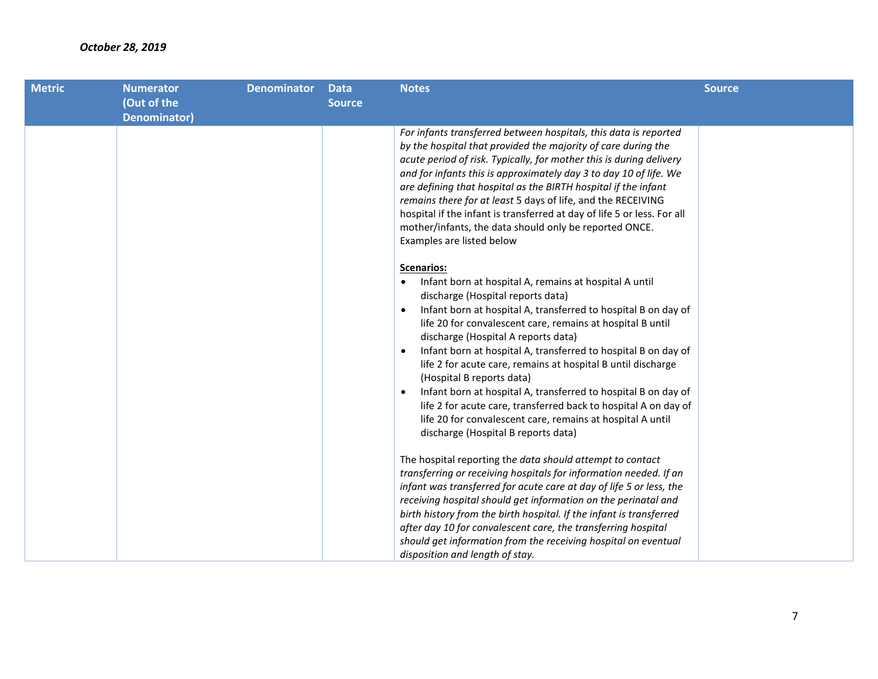*October 28, 2019*

| Metric | Numerator (Out of the Denominator) | Denominator | Data Source | Notes | Source |
|---|---|---|---|---|---|
| | | | | *For infants transferred between hospitals, this data is reported by the hospital that provided the majority of care during the acute period of risk. Typically, for mother this is during delivery and for infants this is approximately day 3 to day 10 of life. We are defining that hospital as the BIRTH hospital if the infant remains there for at least* 5 days of life, and the RECEIVING hospital if the infant is transferred at day of life 5 or less. For all mother/infants, the data should only be reported ONCE. Examples are listed below<br><br>**<u>Scenarios:</u>**<br>• Infant born at hospital A, remains at hospital A until discharge (Hospital reports data)<br>• Infant born at hospital A, transferred to hospital B on day of life 20 for convalescent care, remains at hospital B until discharge (Hospital A reports data)<br>• Infant born at hospital A, transferred to hospital B on day of life 2 for acute care, remains at hospital B until discharge (Hospital B reports data)<br>• Infant born at hospital A, transferred to hospital B on day of life 2 for acute care, transferred back to hospital A on day of life 20 for convalescent care, remains at hospital A until discharge (Hospital B reports data)<br><br>The hospital reporting th*e data should attempt to contact transferring or receiving hospitals for information needed. If an infant was transferred for acute care at day of life 5 or less, the receiving hospital should get information on the perinatal and birth history from the birth hospital. If the infant is transferred after day 10 for convalescent care, the transferring hospital should get information from the receiving hospital on eventual disposition and length of stay.* | |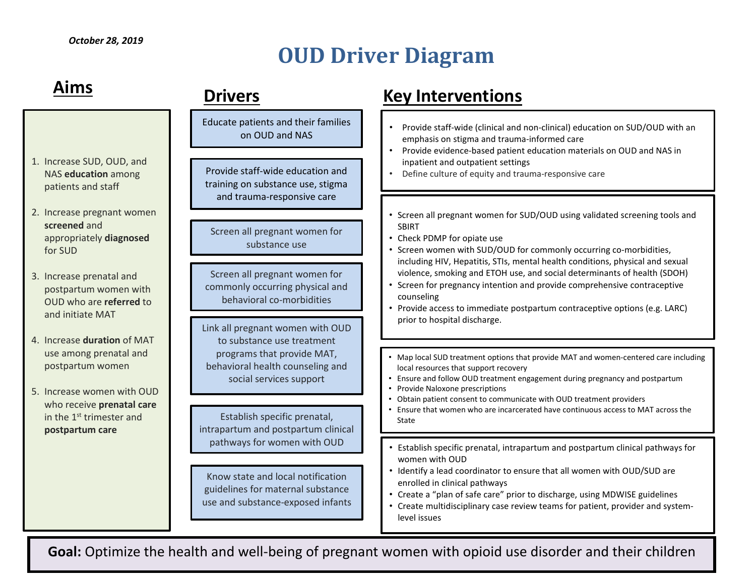*October 28, 2019*

# OUD Driver Diagram

## Aims

1. Increase SUD, OUD, and NAS **education** among patients and staff
2. Increase pregnant women **screened** and appropriately **diagnosed** for SUD
3. Increase prenatal and postpartum women with OUD who are **referred** to and initiate MAT
4. Increase **duration** of MAT use among prenatal and postpartum women
5. Increase women with OUD who receive **prenatal care** in the 1st trimester and **postpartum care**

## Drivers

- Educate patients and their families on OUD and NAS
- Provide staff-wide education and training on substance use, stigma and trauma-responsive care
- Screen all pregnant women for substance use
- Screen all pregnant women for commonly occurring physical and behavioral co-morbidities
- Link all pregnant women with OUD to substance use treatment programs that provide MAT, behavioral health counseling and social services support
- Establish specific prenatal, intrapartum and postpartum clinical pathways for women with OUD
- Know state and local notification guidelines for maternal substance use and substance-exposed infants

## Key Interventions

- Provide staff-wide (clinical and non-clinical) education on SUD/OUD with an emphasis on stigma and trauma-informed care
- Provide evidence-based patient education materials on OUD and NAS in inpatient and outpatient settings
- Define culture of equity and trauma-responsive care

- Screen all pregnant women for SUD/OUD using validated screening tools and SBIRT
- Check PDMP for opiate use
- Screen women with SUD/OUD for commonly occurring co-morbidities, including HIV, Hepatitis, STIs, mental health conditions, physical and sexual violence, smoking and ETOH use, and social determinants of health (SDOH)
- Screen for pregnancy intention and provide comprehensive contraceptive counseling
- Provide access to immediate postpartum contraceptive options (e.g. LARC) prior to hospital discharge.

- Map local SUD treatment options that provide MAT and women-centered care including local resources that support recovery
- Ensure and follow OUD treatment engagement during pregnancy and postpartum
- Provide Naloxone prescriptions
- Obtain patient consent to communicate with OUD treatment providers
- Ensure that women who are incarcerated have continuous access to MAT across the State

- Establish specific prenatal, intrapartum and postpartum clinical pathways for women with OUD
- Identify a lead coordinator to ensure that all women with OUD/SUD are enrolled in clinical pathways
- Create a "plan of safe care" prior to discharge, using MDWISE guidelines
- Create multidisciplinary case review teams for patient, provider and system-level issues

**Goal:** Optimize the health and well-being of pregnant women with opioid use disorder and their children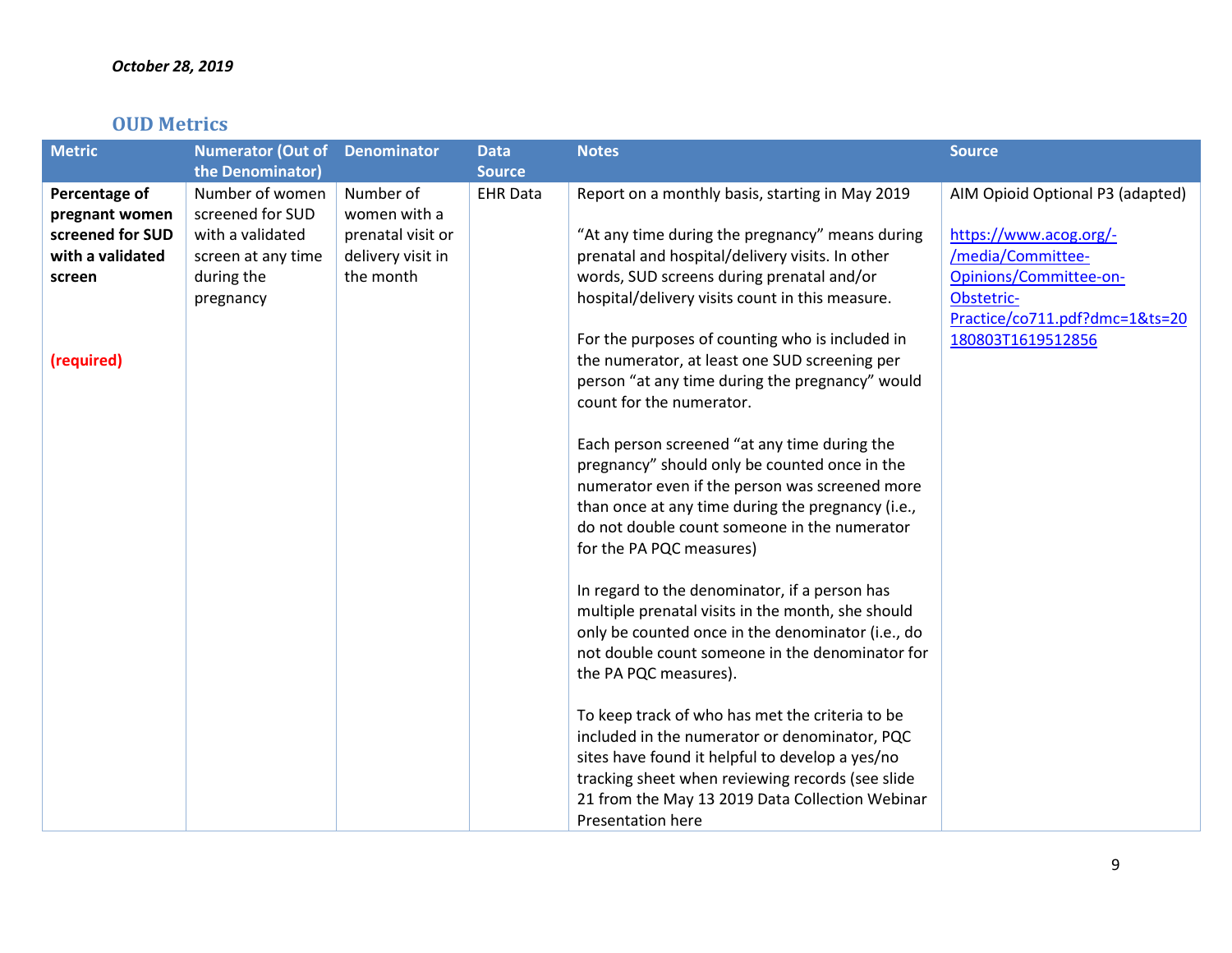*October 28, 2019*

## OUD Metrics

| Metric | Numerator (Out of the Denominator) | Denominator | Data Source | Notes | Source |
|---|---|---|---|---|---|
| **Percentage of pregnant women screened for SUD with a validated screen**<br><br>**(required)** | Number of women screened for SUD with a validated screen at any time during the pregnancy | Number of women with a prenatal visit or delivery visit in the month | EHR Data | Report on a monthly basis, starting in May 2019<br><br>"At any time during the pregnancy" means during prenatal and hospital/delivery visits. In other words, SUD screens during prenatal and/or hospital/delivery visits count in this measure.<br><br>For the purposes of counting who is included in the numerator, at least one SUD screening per person "at any time during the pregnancy" would count for the numerator.<br><br>Each person screened "at any time during the pregnancy" should only be counted once in the numerator even if the person was screened more than once at any time during the pregnancy (i.e., do not double count someone in the numerator for the PA PQC measures)<br><br>In regard to the denominator, if a person has multiple prenatal visits in the month, she should only be counted once in the denominator (i.e., do not double count someone in the denominator for the PA PQC measures).<br><br>To keep track of who has met the criteria to be included in the numerator or denominator, PQC sites have found it helpful to develop a yes/no tracking sheet when reviewing records (see slide 21 from the May 13 2019 Data Collection Webinar Presentation here | AIM Opioid Optional P3 (adapted)<br><br>https://www.acog.org/-/media/Committee-Opinions/Committee-on-Obstetric-Practice/co711.pdf?dmc=1&ts=20180803T1619512856 |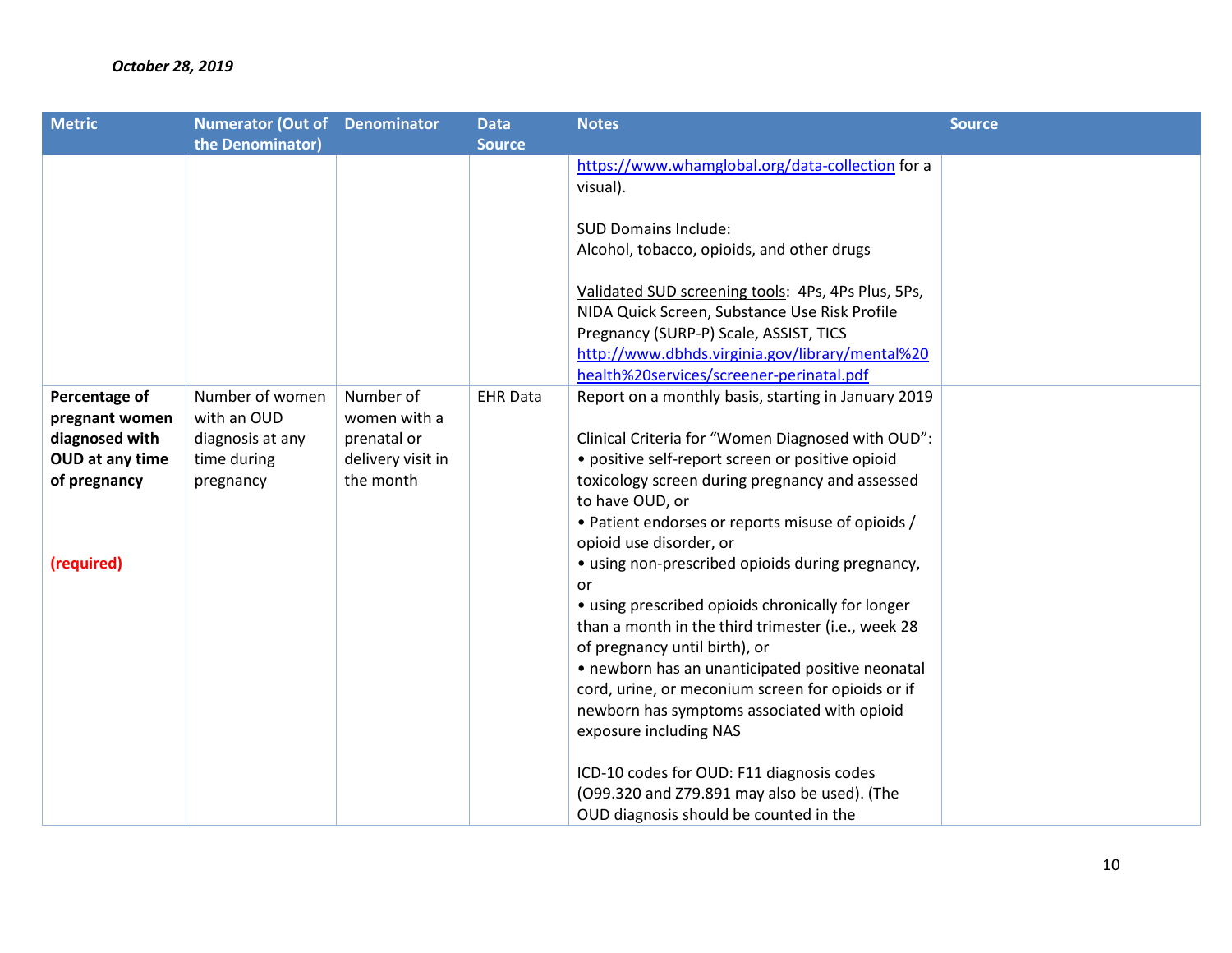*October 28, 2019*

| Metric | Numerator (Out of the Denominator) | Denominator | Data Source | Notes | Source |
|---|---|---|---|---|---|
| | | | | https://www.whamglobal.org/data-collection for a visual).<br><br>SUD Domains Include:<br>Alcohol, tobacco, opioids, and other drugs<br><br>Validated SUD screening tools: 4Ps, 4Ps Plus, 5Ps, NIDA Quick Screen, Substance Use Risk Profile Pregnancy (SURP-P) Scale, ASSIST, TICS<br>http://www.dbhds.virginia.gov/library/mental%20health%20services/screener-perinatal.pdf | |
| **Percentage of pregnant women diagnosed with OUD at any time of pregnancy**<br><br>**(required)** | Number of women with an OUD diagnosis at any time during pregnancy | Number of women with a prenatal or delivery visit in the month | EHR Data | Report on a monthly basis, starting in January 2019<br><br>Clinical Criteria for "Women Diagnosed with OUD":<br>• positive self-report screen or positive opioid toxicology screen during pregnancy and assessed to have OUD, or<br>• Patient endorses or reports misuse of opioids / opioid use disorder, or<br>• using non-prescribed opioids during pregnancy, or<br>• using prescribed opioids chronically for longer than a month in the third trimester (i.e., week 28 of pregnancy until birth), or<br>• newborn has an unanticipated positive neonatal cord, urine, or meconium screen for opioids or if newborn has symptoms associated with opioid exposure including NAS<br><br>ICD-10 codes for OUD: F11 diagnosis codes (O99.320 and Z79.891 may also be used). (The OUD diagnosis should be counted in the | |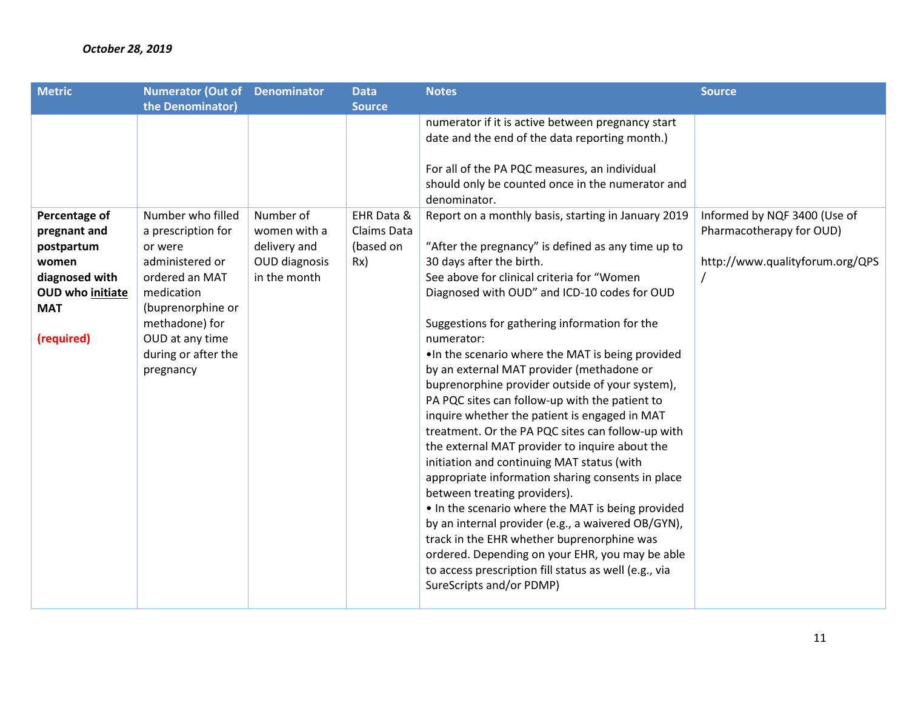*October 28, 2019*

| Metric | Numerator (Out of the Denominator) | Denominator | Data Source | Notes | Source |
|---|---|---|---|---|---|
| | | | | numerator if it is active between pregnancy start date and the end of the data reporting month.)<br><br>For all of the PA PQC measures, an individual should only be counted once in the numerator and denominator. | |
| **Percentage of pregnant and postpartum women diagnosed with OUD who <u>initiate</u> MAT**<br><br>**(required)** | Number who filled a prescription for or were administered or ordered an MAT medication (buprenorphine or methadone) for OUD at any time during or after the pregnancy | Number of women with a delivery and OUD diagnosis in the month | EHR Data & Claims Data (based on Rx) | Report on a monthly basis, starting in January 2019<br><br>"After the pregnancy" is defined as any time up to 30 days after the birth.<br>See above for clinical criteria for "Women Diagnosed with OUD" and ICD-10 codes for OUD<br><br>Suggestions for gathering information for the numerator:<br>•In the scenario where the MAT is being provided by an external MAT provider (methadone or buprenorphine provider outside of your system), PA PQC sites can follow-up with the patient to inquire whether the patient is engaged in MAT treatment. Or the PA PQC sites can follow-up with the external MAT provider to inquire about the initiation and continuing MAT status (with appropriate information sharing consents in place between treating providers).<br>• In the scenario where the MAT is being provided by an internal provider (e.g., a waivered OB/GYN), track in the EHR whether buprenorphine was ordered. Depending on your EHR, you may be able to access prescription fill status as well (e.g., via SureScripts and/or PDMP) | Informed by NQF 3400 (Use of Pharmacotherapy for OUD)<br><br>http://www.qualityforum.org/QPS/ |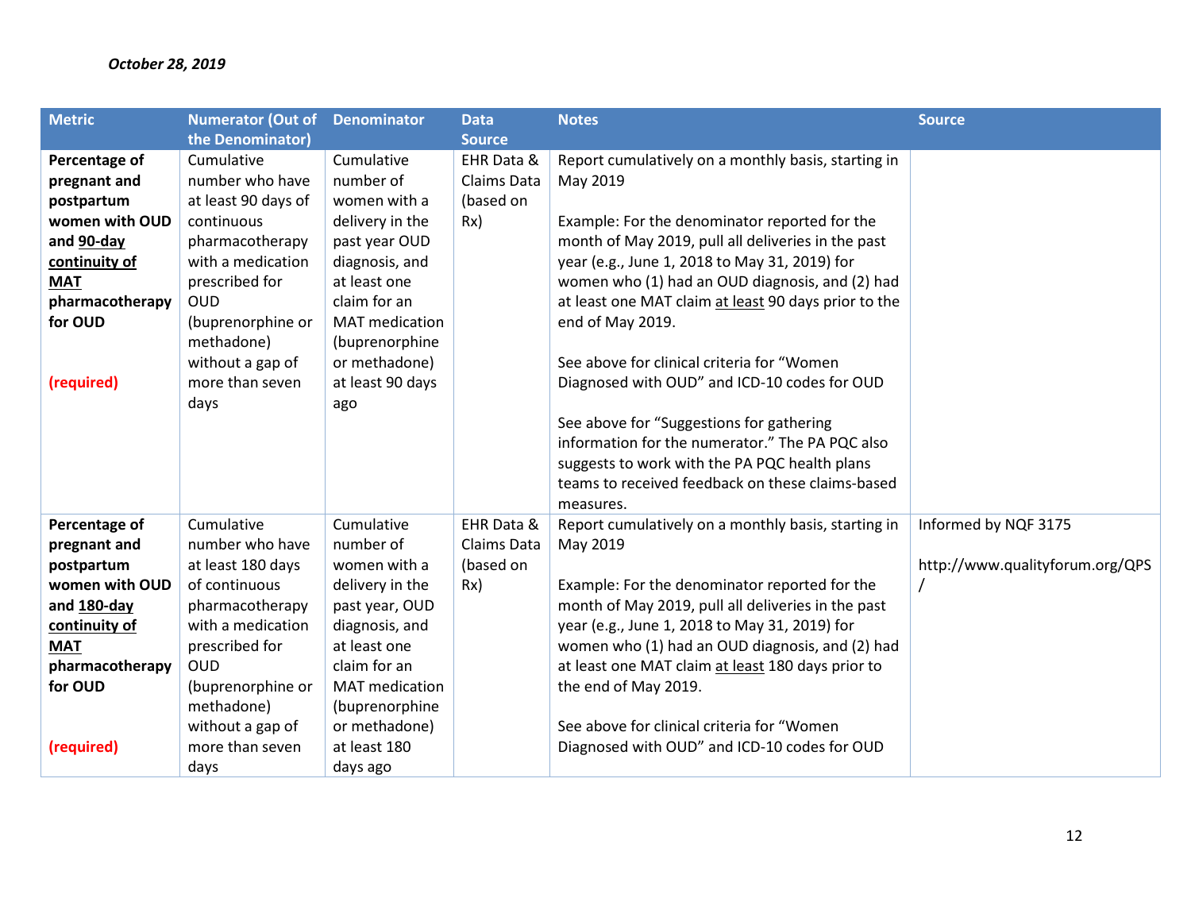*October 28, 2019*

| Metric | Numerator (Out of the Denominator) | Denominator | Data Source | Notes | Source |
|---|---|---|---|---|---|
| **Percentage of pregnant and postpartum women with OUD and <u>90-day continuity of MAT</u> pharmacotherapy for OUD**<br><br>**(required)** | Cumulative number who have at least 90 days of continuous pharmacotherapy with a medication prescribed for OUD (buprenorphine or methadone) without a gap of more than seven days | Cumulative number of women with a delivery in the past year OUD diagnosis, and at least one claim for an MAT medication (buprenorphine or methadone) at least 90 days ago | EHR Data & Claims Data (based on Rx) | Report cumulatively on a monthly basis, starting in May 2019<br><br>Example: For the denominator reported for the month of May 2019, pull all deliveries in the past year (e.g., June 1, 2018 to May 31, 2019) for women who (1) had an OUD diagnosis, and (2) had at least one MAT claim <u>at least</u> 90 days prior to the end of May 2019.<br><br>See above for clinical criteria for "Women Diagnosed with OUD" and ICD-10 codes for OUD<br><br>See above for "Suggestions for gathering information for the numerator." The PA PQC also suggests to work with the PA PQC health plans teams to received feedback on these claims-based measures. | |
| **Percentage of pregnant and postpartum women with OUD and <u>180-day continuity of MAT</u> pharmacotherapy for OUD**<br><br>**(required)** | Cumulative number who have at least 180 days of continuous pharmacotherapy with a medication prescribed for OUD (buprenorphine or methadone) without a gap of more than seven days | Cumulative number of women with a delivery in the past year, OUD diagnosis, and at least one claim for an MAT medication (buprenorphine or methadone) at least 180 days ago | EHR Data & Claims Data (based on Rx) | Report cumulatively on a monthly basis, starting in May 2019<br><br>Example: For the denominator reported for the month of May 2019, pull all deliveries in the past year (e.g., June 1, 2018 to May 31, 2019) for women who (1) had an OUD diagnosis, and (2) had at least one MAT claim <u>at least</u> 180 days prior to the end of May 2019.<br><br>See above for clinical criteria for "Women Diagnosed with OUD" and ICD-10 codes for OUD | Informed by NQF 3175<br><br>http://www.qualityforum.org/QPS/ |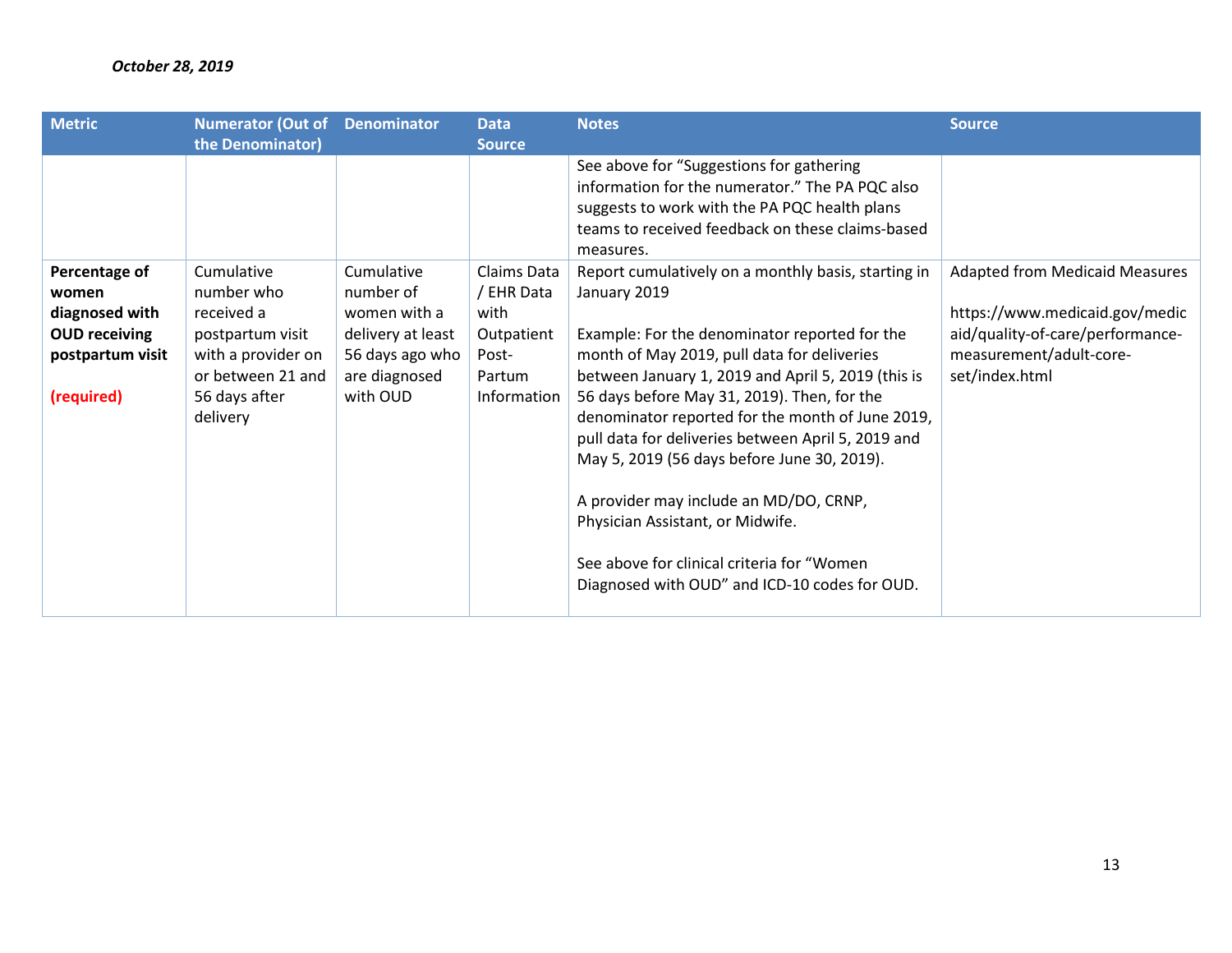*October 28, 2019*

| Metric | Numerator (Out of the Denominator) | Denominator | Data Source | Notes | Source |
|---|---|---|---|---|---|
| | | | | See above for "Suggestions for gathering information for the numerator." The PA PQC also suggests to work with the PA PQC health plans teams to received feedback on these claims-based measures. | |
| **Percentage of women diagnosed with OUD receiving postpartum visit**<br><br>**(required)** | Cumulative number who received a postpartum visit with a provider on or between 21 and 56 days after delivery | Cumulative number of women with a delivery at least 56 days ago who are diagnosed with OUD | Claims Data / EHR Data with Outpatient Post-Partum Information | Report cumulatively on a monthly basis, starting in January 2019<br><br>Example: For the denominator reported for the month of May 2019, pull data for deliveries between January 1, 2019 and April 5, 2019 (this is 56 days before May 31, 2019). Then, for the denominator reported for the month of June 2019, pull data for deliveries between April 5, 2019 and May 5, 2019 (56 days before June 30, 2019).<br><br>A provider may include an MD/DO, CRNP, Physician Assistant, or Midwife.<br><br>See above for clinical criteria for "Women Diagnosed with OUD" and ICD-10 codes for OUD. | Adapted from Medicaid Measures<br><br>https://www.medicaid.gov/medicaid/quality-of-care/performance-measurement/adult-core-set/index.html |